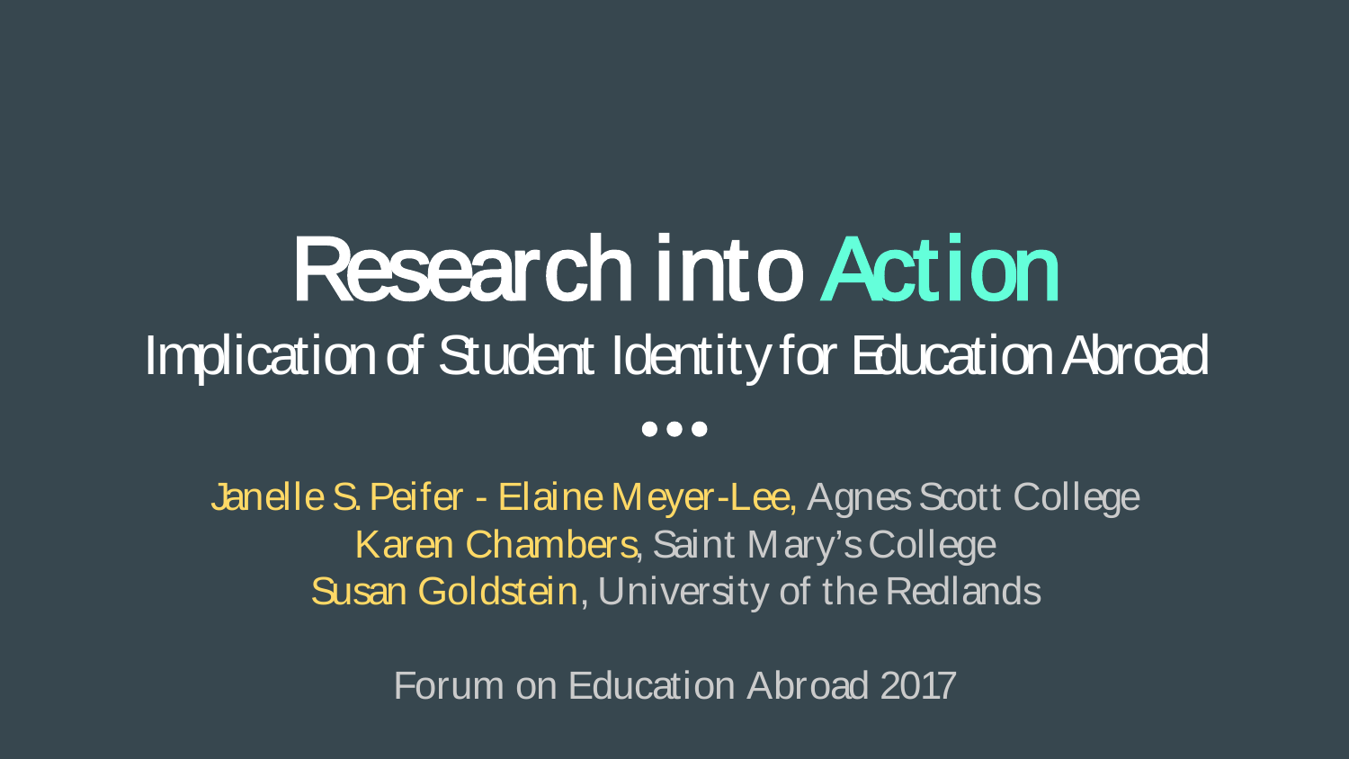# Research into Action

## Implication of Student Identity for Education Abroad

Janelle S. Peifer - Elaine Meyer-Lee, Agnes Scott College

Karen Chambers, Saint Mary's College

Susan Goldstein, University of the Redlands

Forum on Education Abroad 2017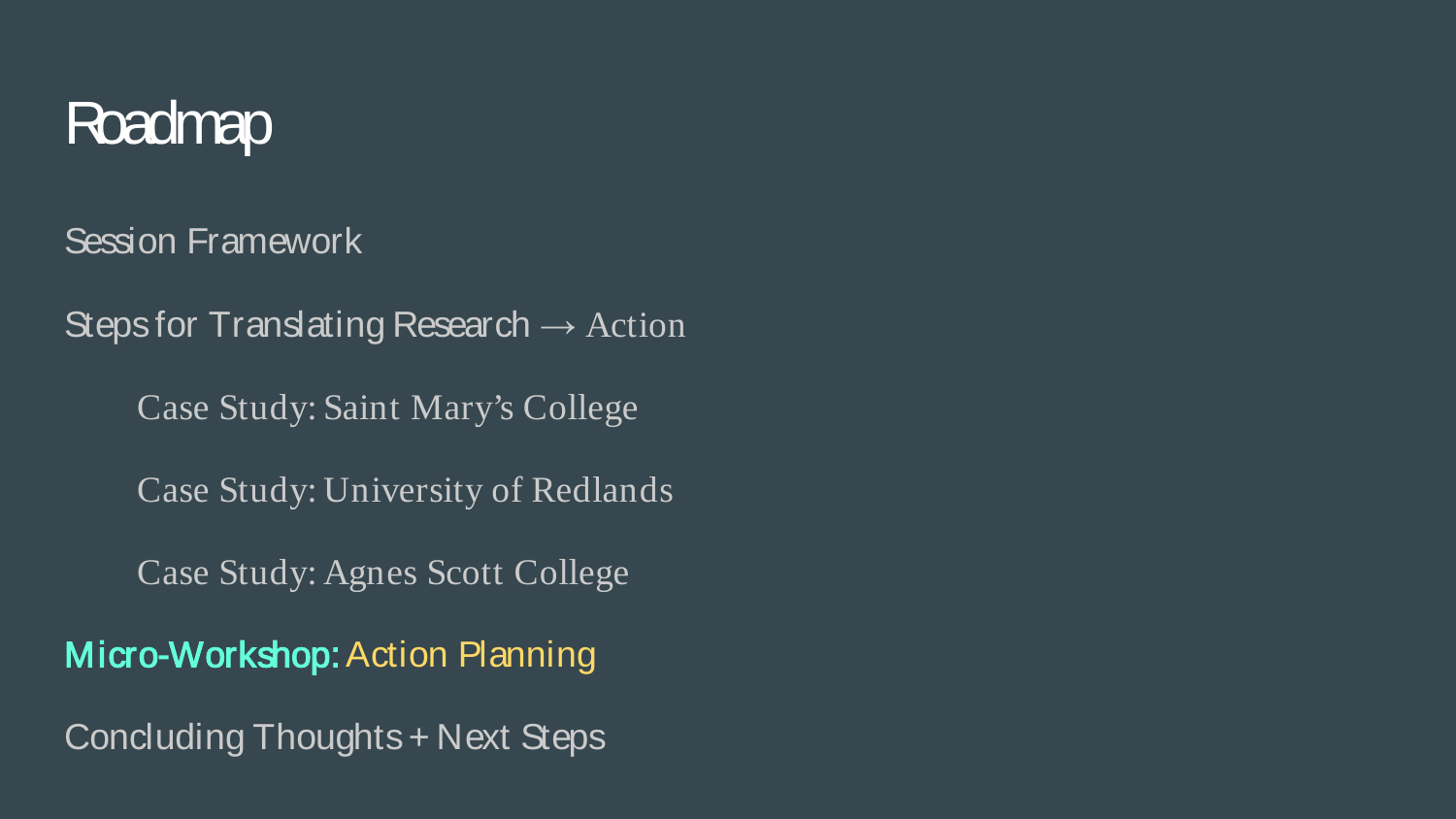# Roadmap

- Session Framework
- Steps for Translating Research → Action
  - Case Study: Saint Mary’s College
  - Case Study: University of Redlands
  - Case Study: Agnes Scott College
- Micro-Workshop: Action Planning
- Concluding Thoughts + Next Steps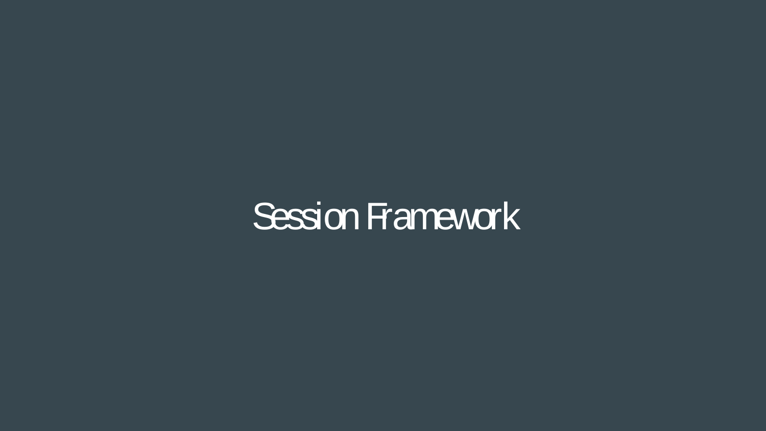# Session Framework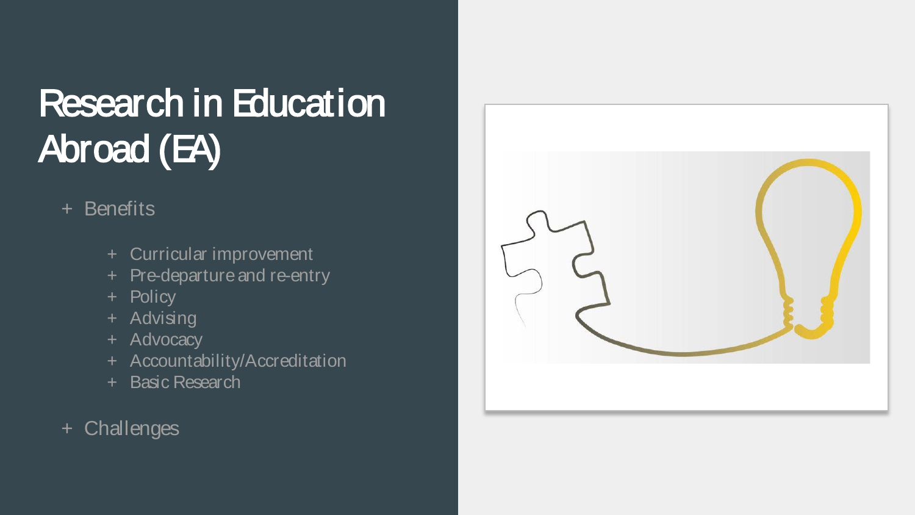# Research in Education Abroad (EA)

- Benefits
  - Curricular improvement
  - Pre-departure and re-entry
  - Policy
  - Advising
  - Advocacy
  - Accountability/Accreditation
  - Basic Research
- Challenges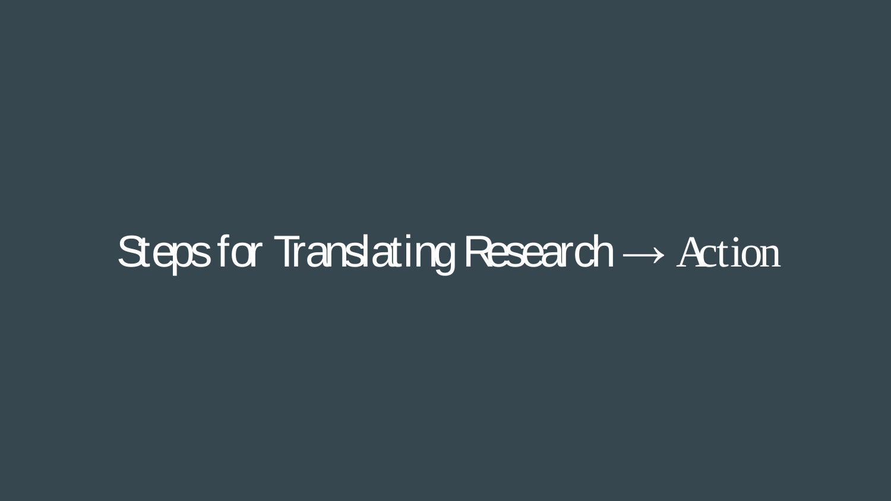# Steps for Translating Research → Action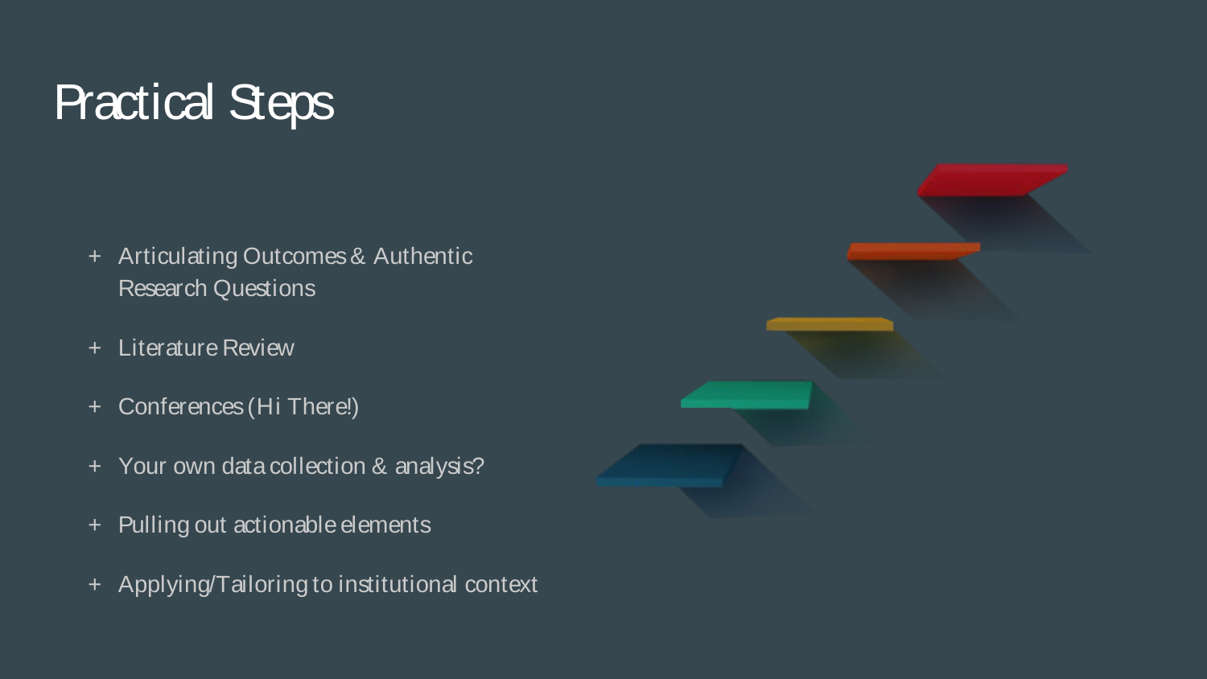# Practical Steps

- Articulating Outcomes & Authentic Research Questions
- Literature Review
- Conferences (Hi There!)
- Your own data collection & analysis?
- Pulling out actionable elements
- Applying/Tailoring to institutional context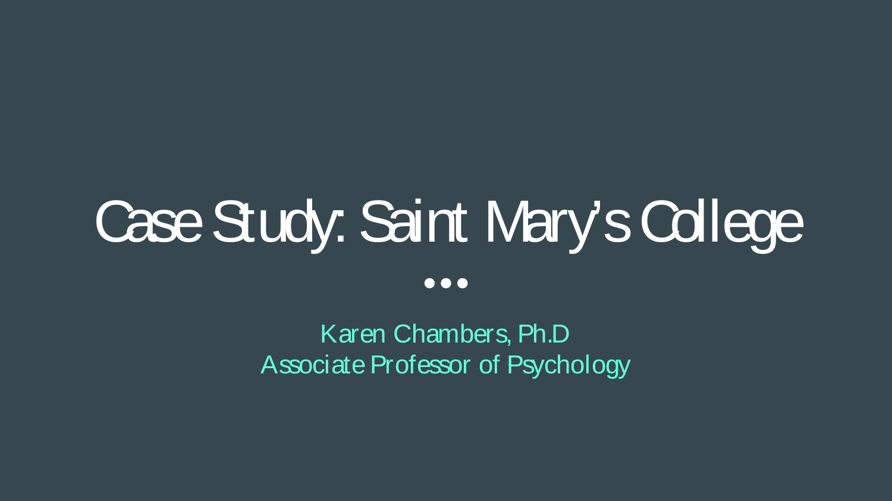# Case Study: Saint Mary's College

Karen Chambers, Ph.D
Associate Professor of Psychology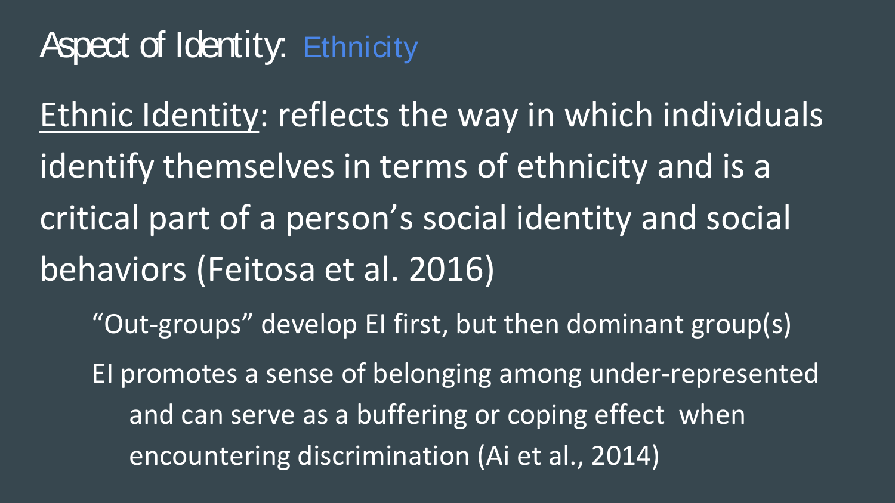# Aspect of Identity: Ethnicity

<u>Ethnic Identity</u>: reflects the way in which individuals identify themselves in terms of ethnicity and is a critical part of a person's social identity and social behaviors (Feitosa et al. 2016)

- "Out-groups" develop EI first, but then dominant group(s)
- EI promotes a sense of belonging among under-represented and can serve as a buffering or coping effect when encountering discrimination (Ai et al., 2014)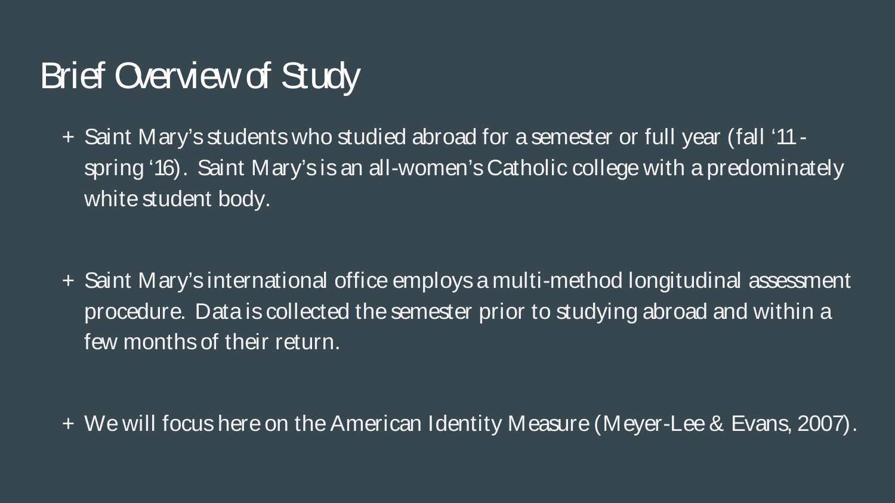# Brief Overview of Study

- Saint Mary's students who studied abroad for a semester or full year (fall '11 - spring '16). Saint Mary's is an all-women's Catholic college with a predominately white student body.

- Saint Mary's international office employs a multi-method longitudinal assessment procedure. Data is collected the semester prior to studying abroad and within a few months of their return.

- We will focus here on the American Identity Measure (Meyer-Lee & Evans, 2007).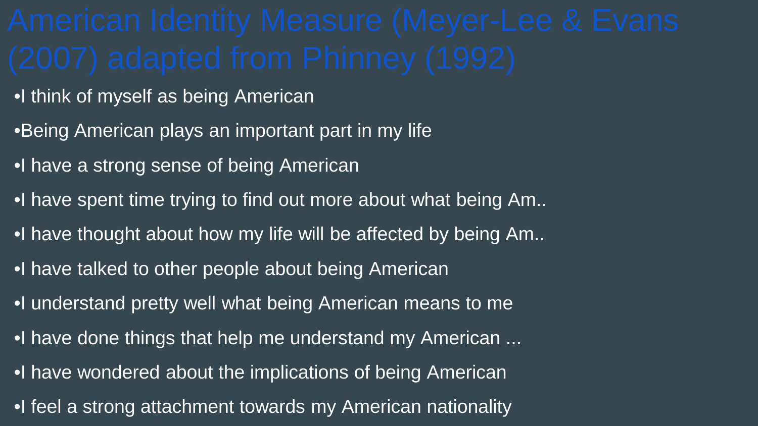# American Identity Measure (Meyer-Lee & Evans (2007) adapted from Phinney (1992)

- I think of myself as being American
- Being American plays an important part in my life
- I have a strong sense of being American
- I have spent time trying to find out more about what being Am..
- I have thought about how my life will be affected by being Am..
- I have talked to other people about being American
- I understand pretty well what being American means to me
- I have done things that help me understand my American ...
- I have wondered about the implications of being American
- I feel a strong attachment towards my American nationality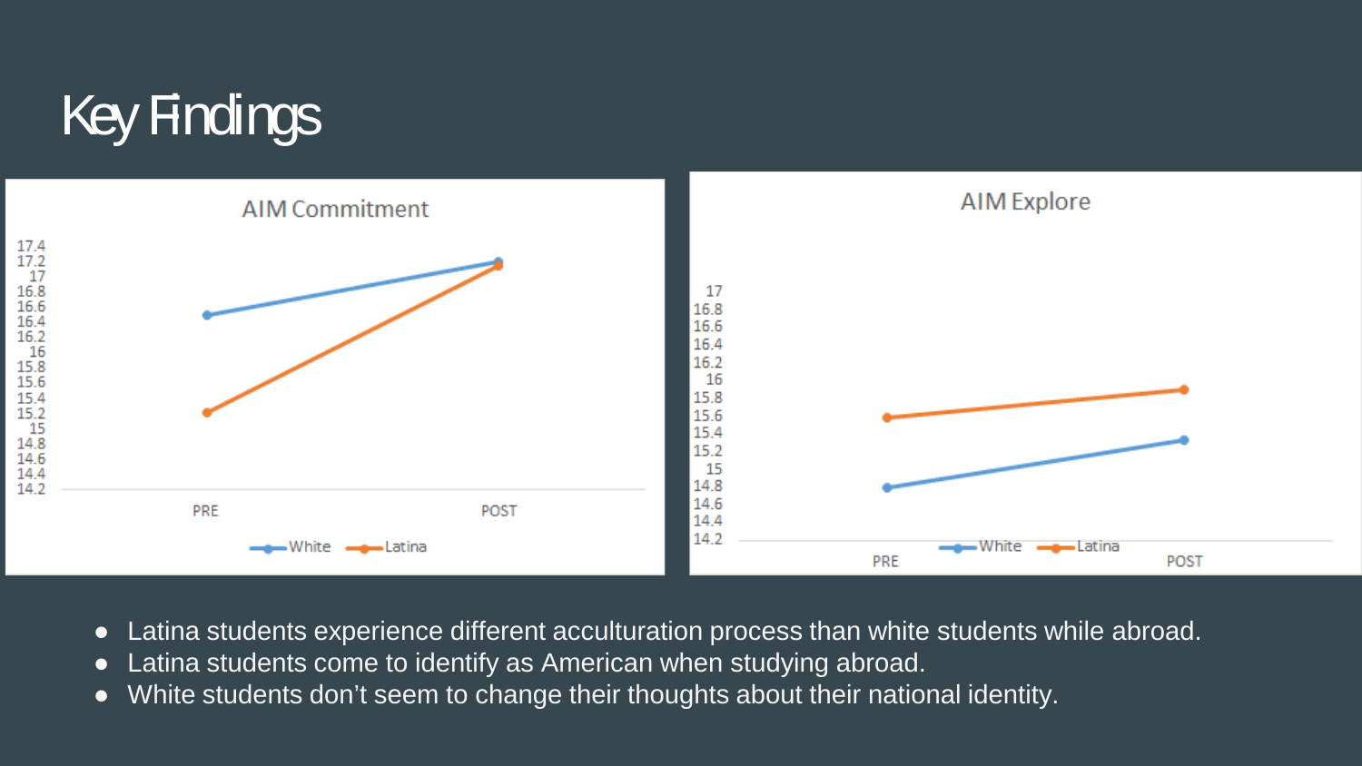# Key Findings

- Latina students experience different acculturation process than white students while abroad.
- Latina students come to identify as American when studying abroad.
- White students don't seem to change their thoughts about their national identity.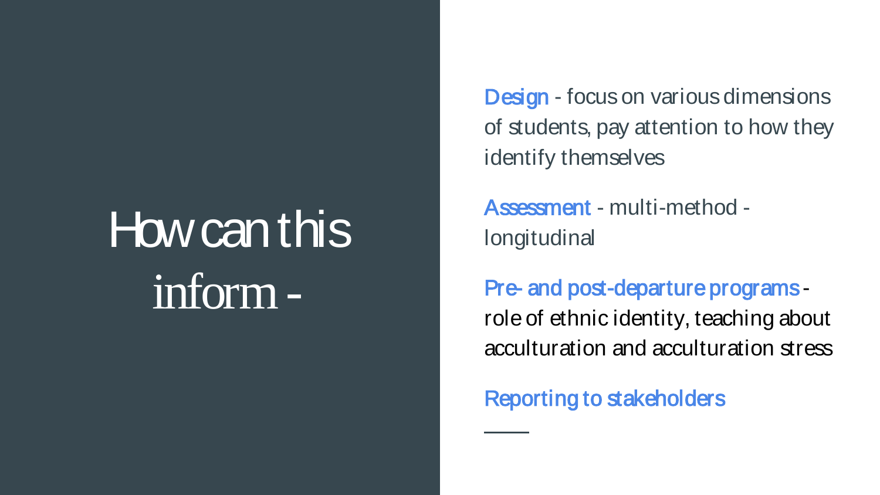# How can this inform -

**Design** - focus on various dimensions of students, pay attention to how they identify themselves

**Assessment** - multi-method - longitudinal

**Pre- and post-departure programs** - role of ethnic identity, teaching about acculturation and acculturation stress

**Reporting to stakeholders**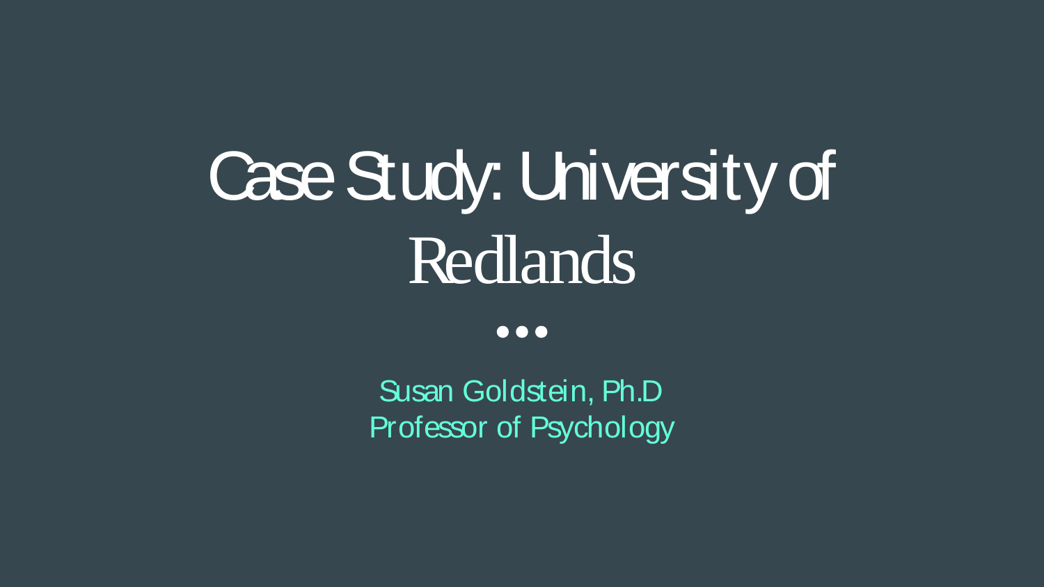# Case Study: University of Redlands

...

Susan Goldstein, Ph.D
Professor of Psychology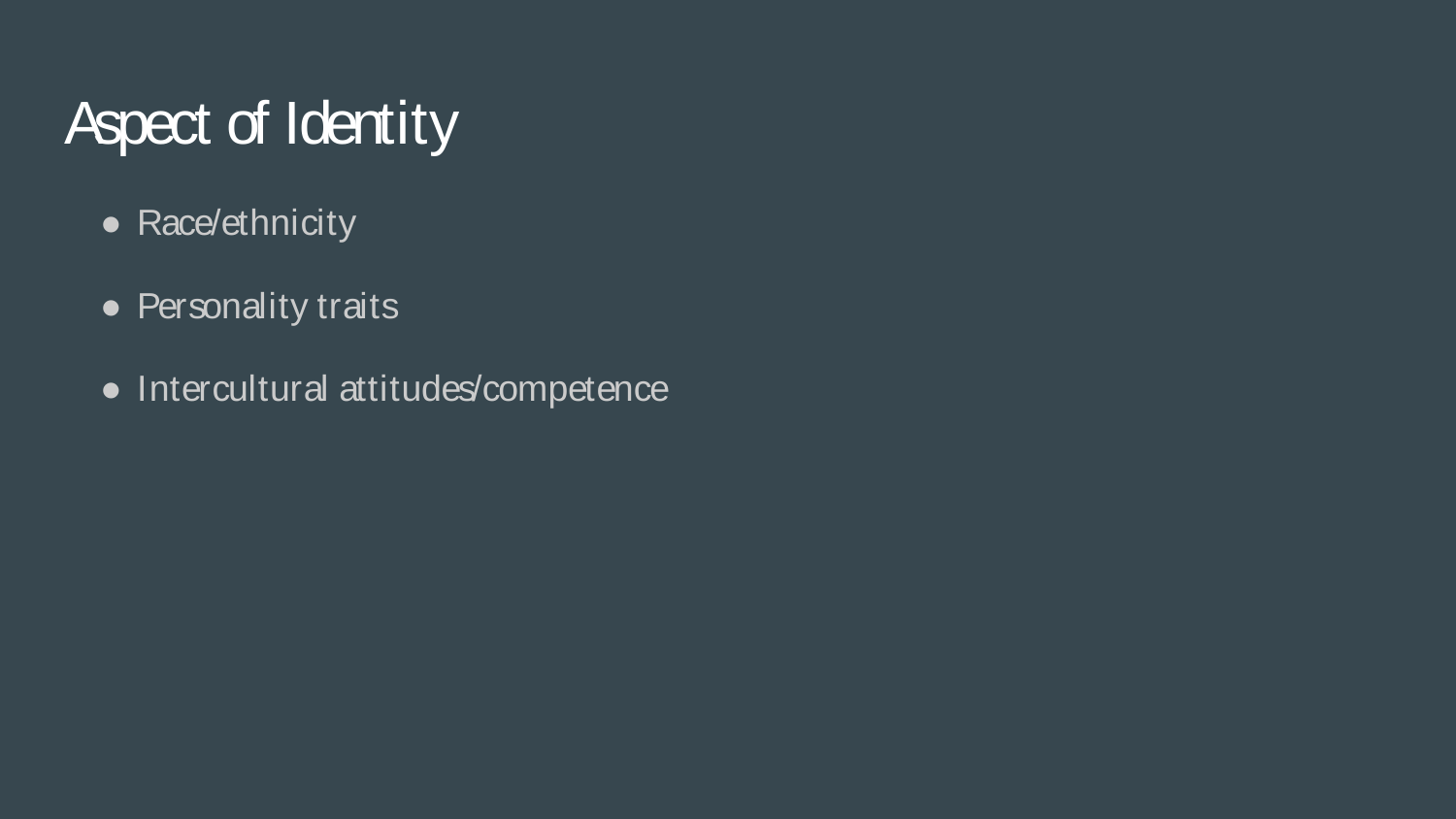# Aspect of Identity

- Race/ethnicity
- Personality traits
- Intercultural attitudes/competence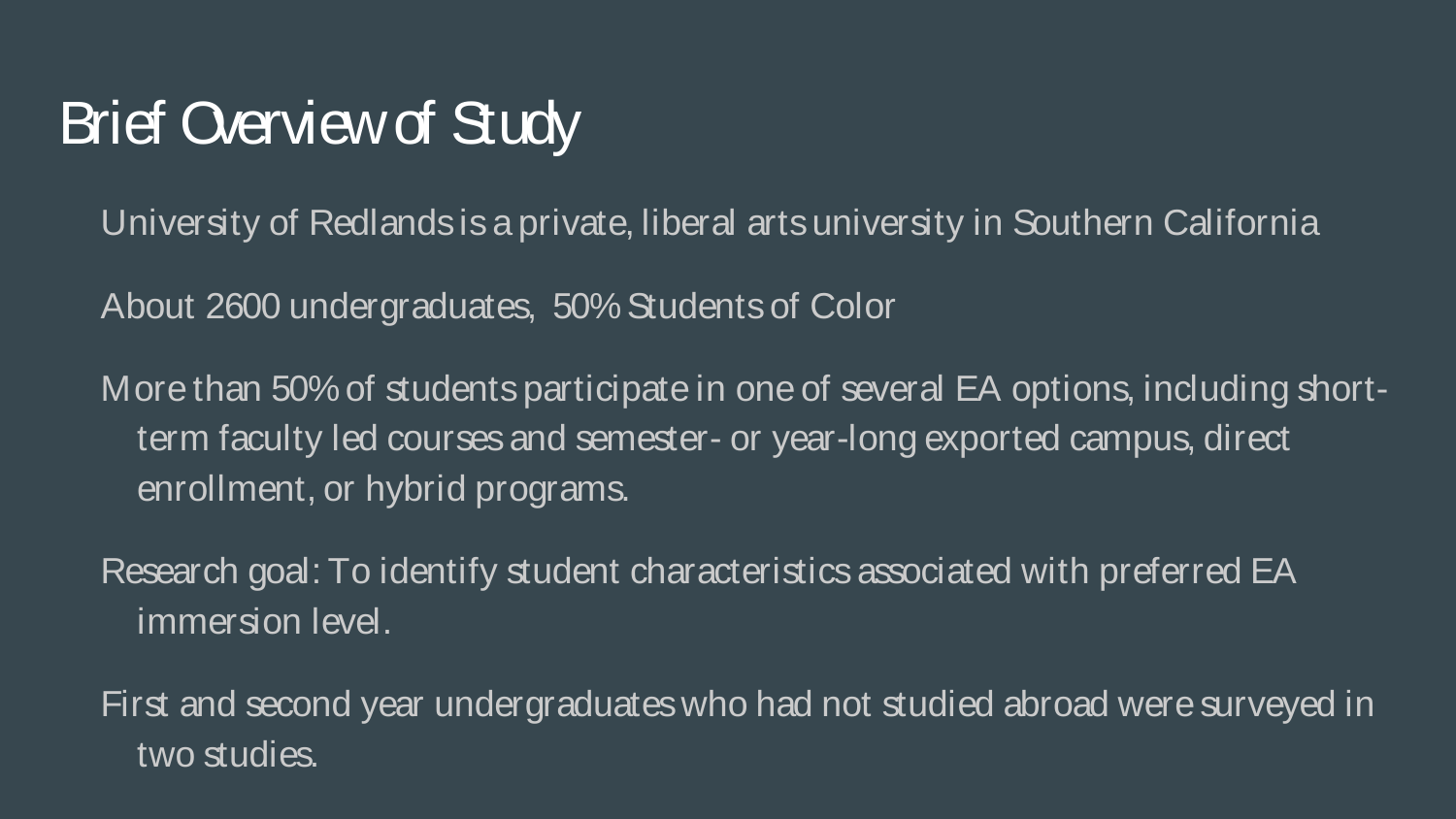# Brief Overview of Study

University of Redlands is a private, liberal arts university in Southern California

About 2600 undergraduates, 50% Students of Color

More than 50% of students participate in one of several EA options, including short-term faculty led courses and semester- or year-long exported campus, direct enrollment, or hybrid programs.

Research goal: To identify student characteristics associated with preferred EA immersion level.

First and second year undergraduates who had not studied abroad were surveyed in two studies.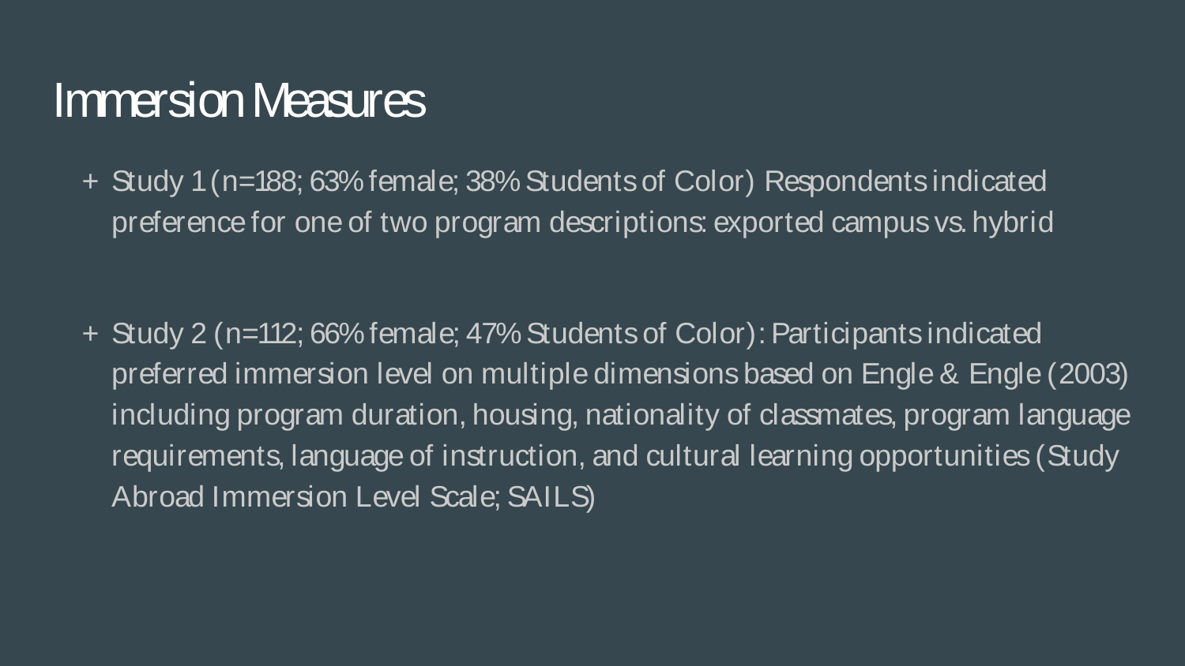# Immersion Measures

- Study 1 (n=188; 63% female; 38% Students of Color) Respondents indicated preference for one of two program descriptions: exported campus vs. hybrid

- Study 2 (n=112; 66% female; 47% Students of Color): Participants indicated preferred immersion level on multiple dimensions based on Engle & Engle (2003) including program duration, housing, nationality of classmates, program language requirements, language of instruction, and cultural learning opportunities (Study Abroad Immersion Level Scale; SAILS)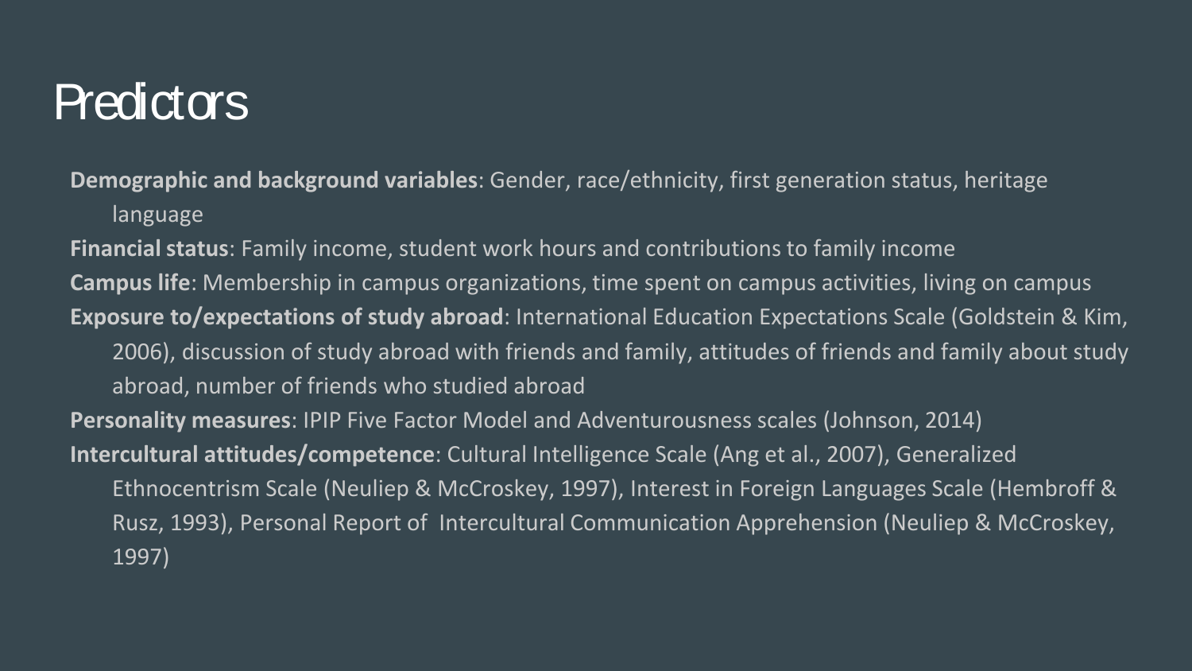# Predictors

**Demographic and background variables**: Gender, race/ethnicity, first generation status, heritage language

**Financial status**: Family income, student work hours and contributions to family income

**Campus life**: Membership in campus organizations, time spent on campus activities, living on campus

**Exposure to/expectations of study abroad**: International Education Expectations Scale (Goldstein & Kim, 2006), discussion of study abroad with friends and family, attitudes of friends and family about study abroad, number of friends who studied abroad

**Personality measures**: IPIP Five Factor Model and Adventurousness scales (Johnson, 2014)

**Intercultural attitudes/competence**: Cultural Intelligence Scale (Ang et al., 2007), Generalized Ethnocentrism Scale (Neuliep & McCroskey, 1997), Interest in Foreign Languages Scale (Hembroff & Rusz, 1993), Personal Report of Intercultural Communication Apprehension (Neuliep & McCroskey, 1997)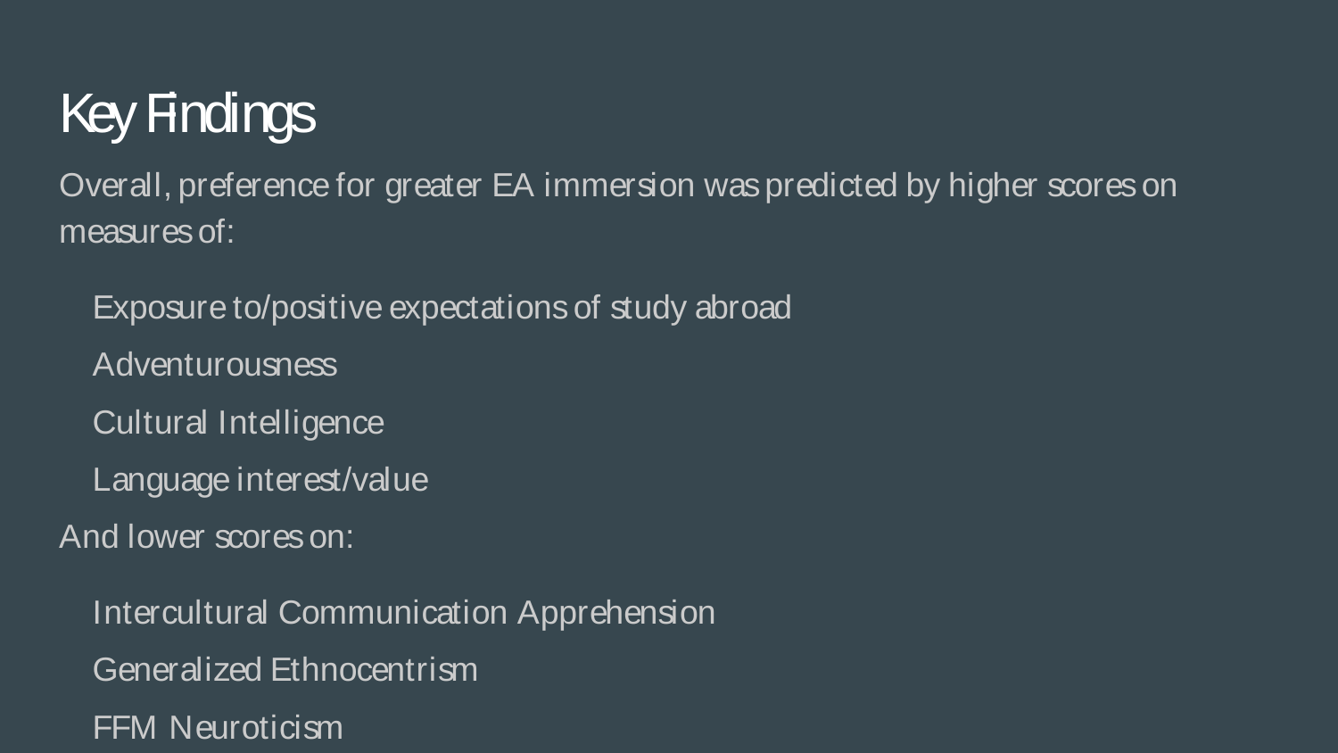# Key Findings

Overall, preference for greater EA immersion was predicted by higher scores on measures of:

- Exposure to/positive expectations of study abroad
- Adventurousness
- Cultural Intelligence
- Language interest/value

And lower scores on:

- Intercultural Communication Apprehension
- Generalized Ethnocentrism
- FFM Neuroticism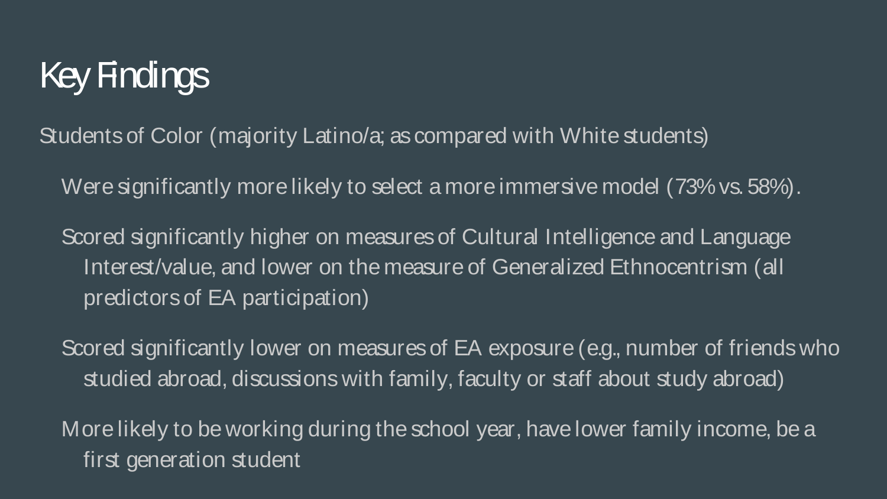# Key Findings

Students of Color (majority Latino/a; as compared with White students)

- Were significantly more likely to select a more immersive model (73% vs. 58%).
- Scored significantly higher on measures of Cultural Intelligence and Language Interest/value, and lower on the measure of Generalized Ethnocentrism (all predictors of EA participation)
- Scored significantly lower on measures of EA exposure (e.g., number of friends who studied abroad, discussions with family, faculty or staff about study abroad)
- More likely to be working during the school year, have lower family income, be a first generation student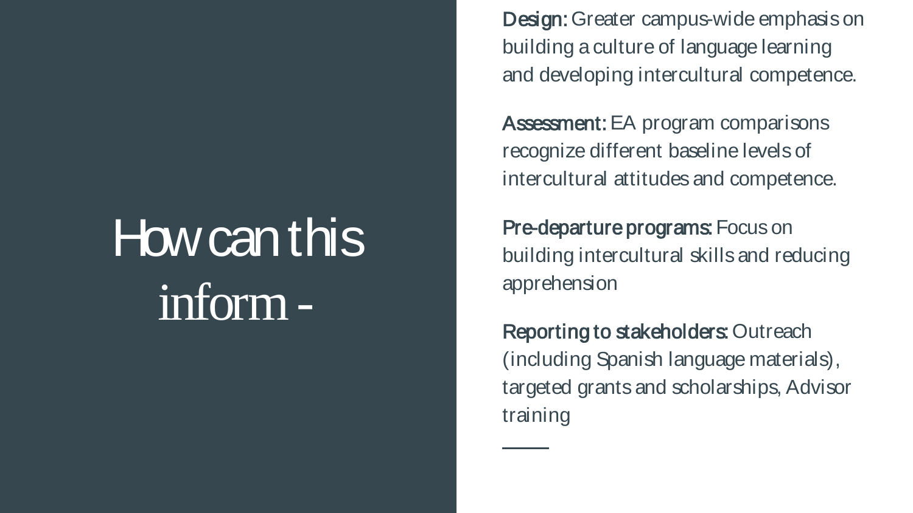# How can this inform -

**Design:** Greater campus-wide emphasis on building a culture of language learning and developing intercultural competence.

**Assessment:** EA program comparisons recognize different baseline levels of intercultural attitudes and competence.

**Pre-departure programs:** Focus on building intercultural skills and reducing apprehension

**Reporting to stakeholders:** Outreach (including Spanish language materials), targeted grants and scholarships, Advisor training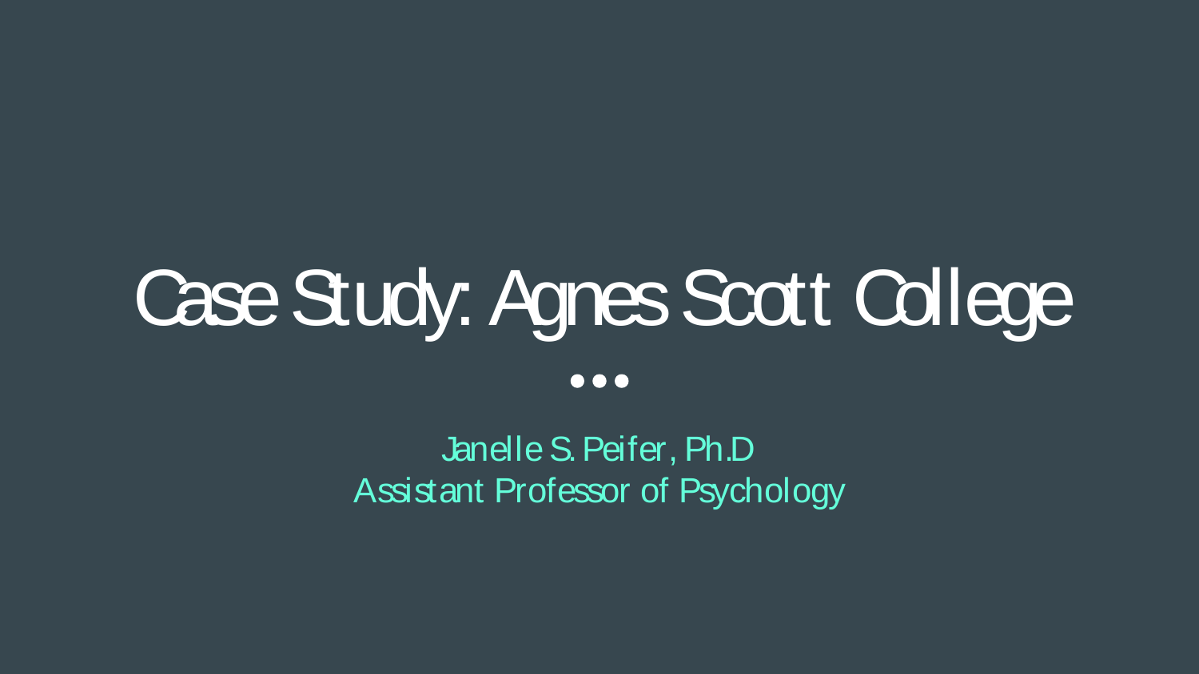# Case Study: Agnes Scott College

Janelle S. Peifer, Ph.D
Assistant Professor of Psychology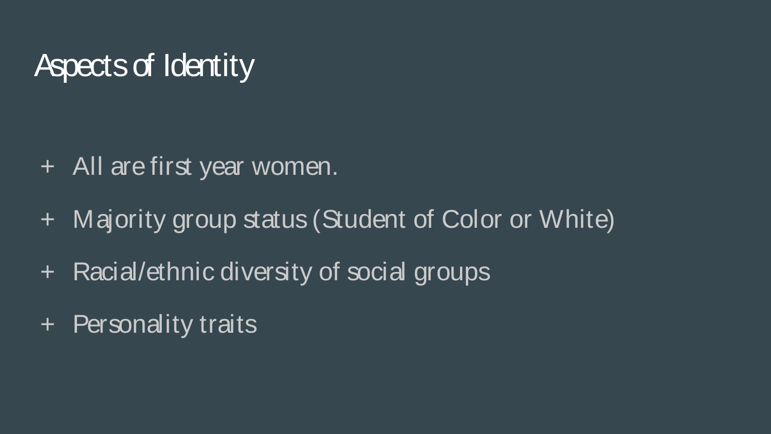# Aspects of Identity

- All are first year women.
- Majority group status (Student of Color or White)
- Racial/ethnic diversity of social groups
- Personality traits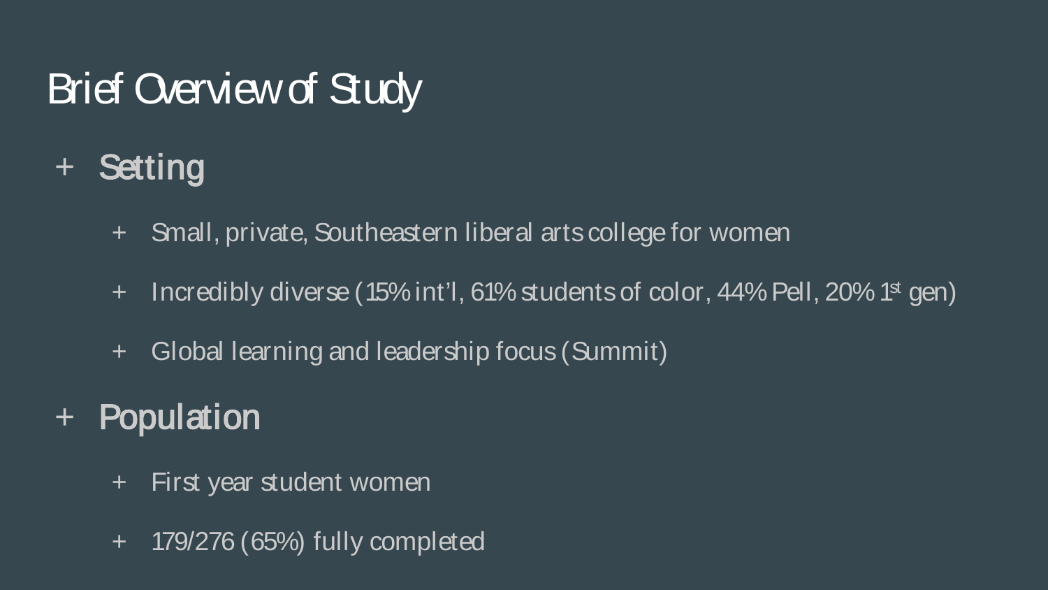# Brief Overview of Study

- **Setting**
  - Small, private, Southeastern liberal arts college for women
  - Incredibly diverse (15% int'l, 61% students of color, 44% Pell, 20% 1st gen)
  - Global learning and leadership focus (Summit)
- **Population**
  - First year student women
  - 179/276 (65%) fully completed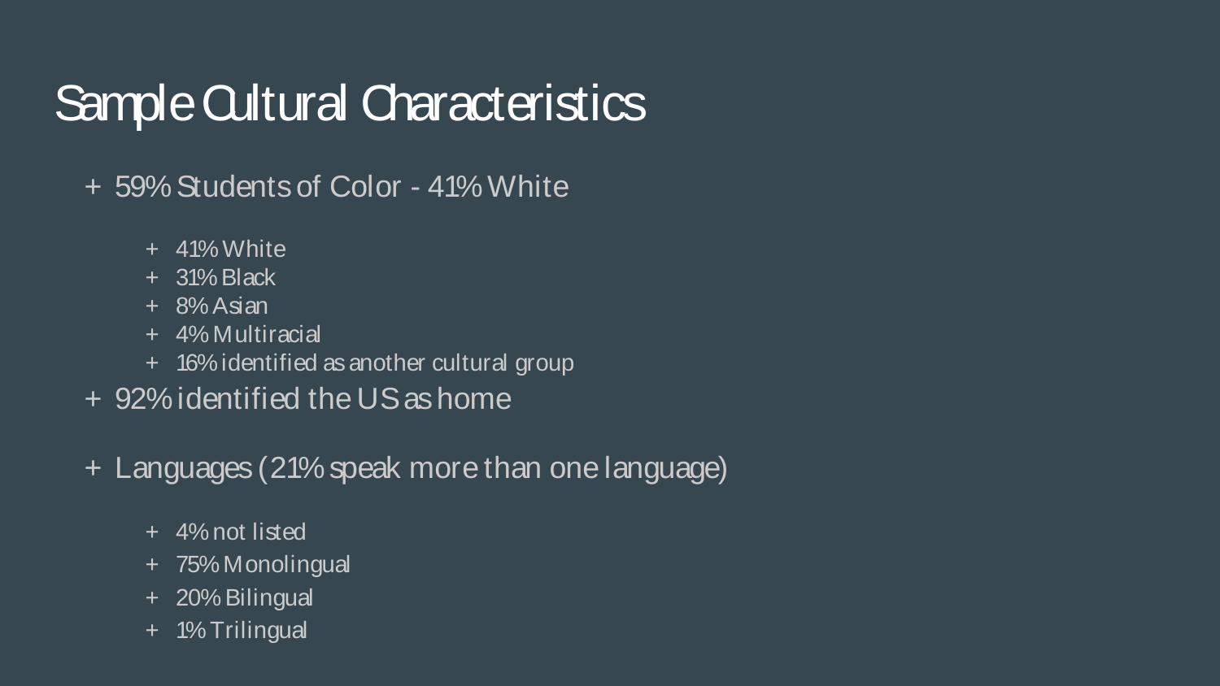# Sample Cultural Characteristics

- 59% Students of Color - 41% White
  - 41% White
  - 31% Black
  - 8% Asian
  - 4% Multiracial
  - 16% identified as another cultural group
- 92% identified the US as home
- Languages (21% speak more than one language)
  - 4% not listed
  - 75% Monolingual
  - 20% Bilingual
  - 1% Trilingual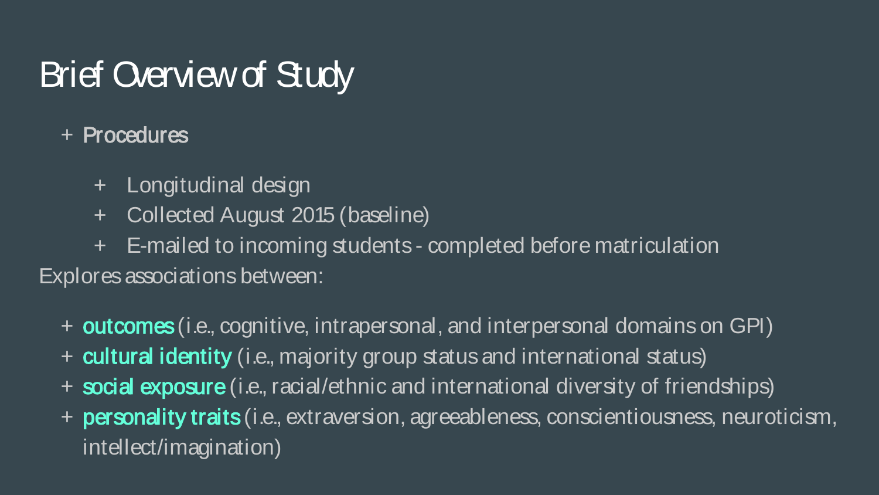# Brief Overview of Study

- **Procedures**
  - Longitudinal design
  - Collected August 2015 (baseline)
  - E-mailed to incoming students - completed before matriculation

Explores associations between:

- **outcomes** (i.e., cognitive, intrapersonal, and interpersonal domains on GPI)
- **cultural identity** (i.e., majority group status and international status)
- **social exposure** (i.e., racial/ethnic and international diversity of friendships)
- **personality traits** (i.e., extraversion, agreeableness, conscientiousness, neuroticism, intellect/imagination)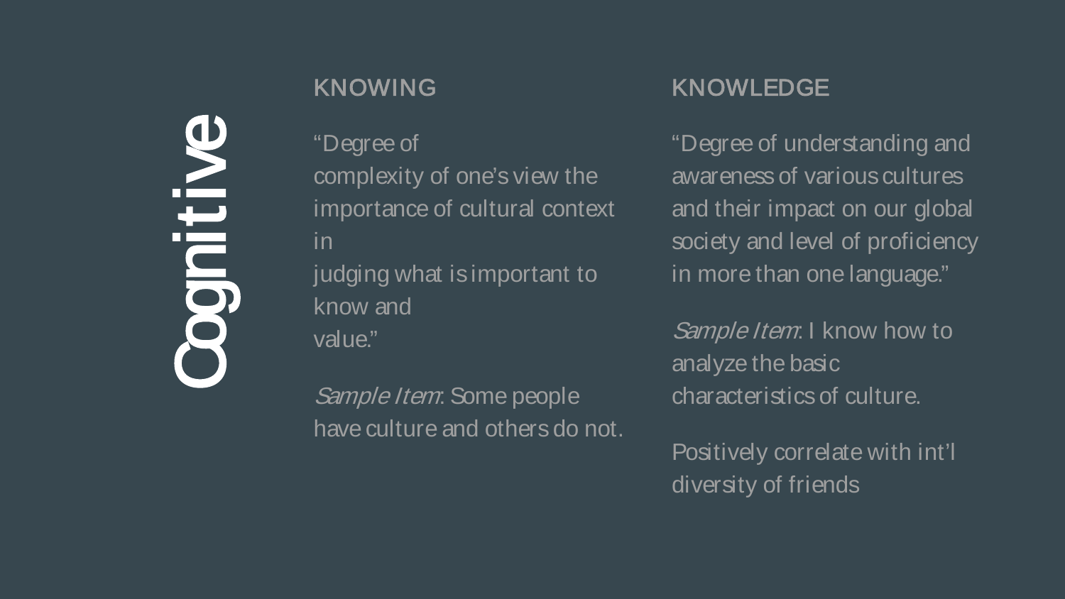# Cognitive

## KNOWING

"Degree of complexity of one's view the importance of cultural context in judging what is important to know and value."

*Sample Item*: Some people have culture and others do not.

## KNOWLEDGE

"Degree of understanding and awareness of various cultures and their impact on our global society and level of proficiency in more than one language."

*Sample Item*: I know how to analyze the basic characteristics of culture.

Positively correlate with int'l diversity of friends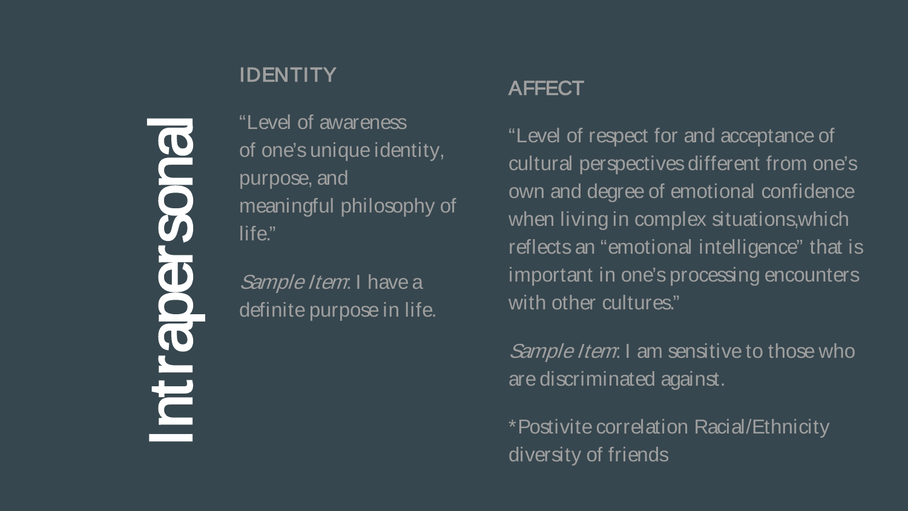# Intrapersonal

## IDENTITY

"Level of awareness of one's unique identity, purpose, and meaningful philosophy of life."

*Sample Item*: I have a definite purpose in life.

## AFFECT

"Level of respect for and acceptance of cultural perspectives different from one's own and degree of emotional confidence when living in complex situations,which reflects an "emotional intelligence" that is important in one's processing encounters with other cultures."

*Sample Item*: I am sensitive to those who are discriminated against.

*Postivite correlation Racial/Ethnicity diversity of friends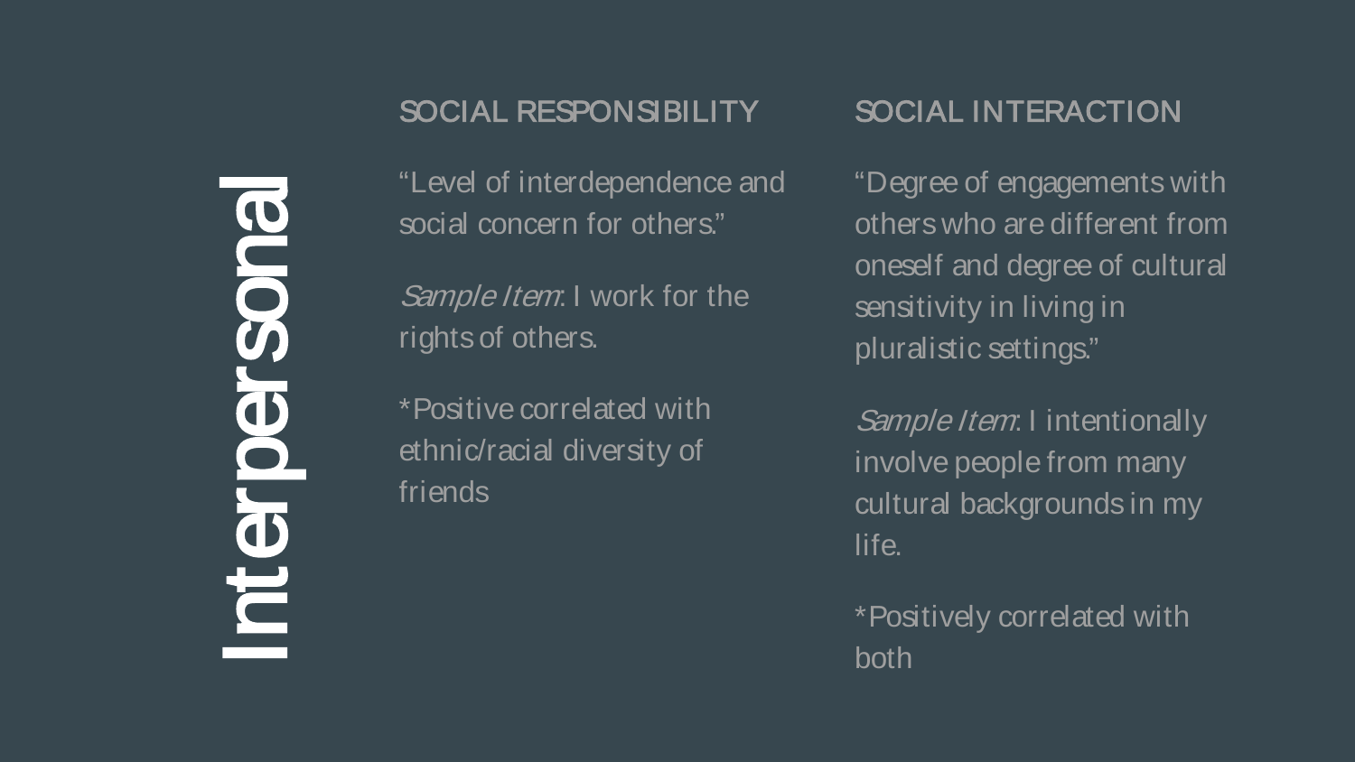# Interpersonal

## SOCIAL RESPONSIBILITY

"Level of interdependence and social concern for others."

*Sample Item*: I work for the rights of others.

*Positive correlated with ethnic/racial diversity of friends

## SOCIAL INTERACTION

"Degree of engagements with others who are different from oneself and degree of cultural sensitivity in living in pluralistic settings."

*Sample Item*: I intentionally involve people from many cultural backgrounds in my life.

*Positively correlated with both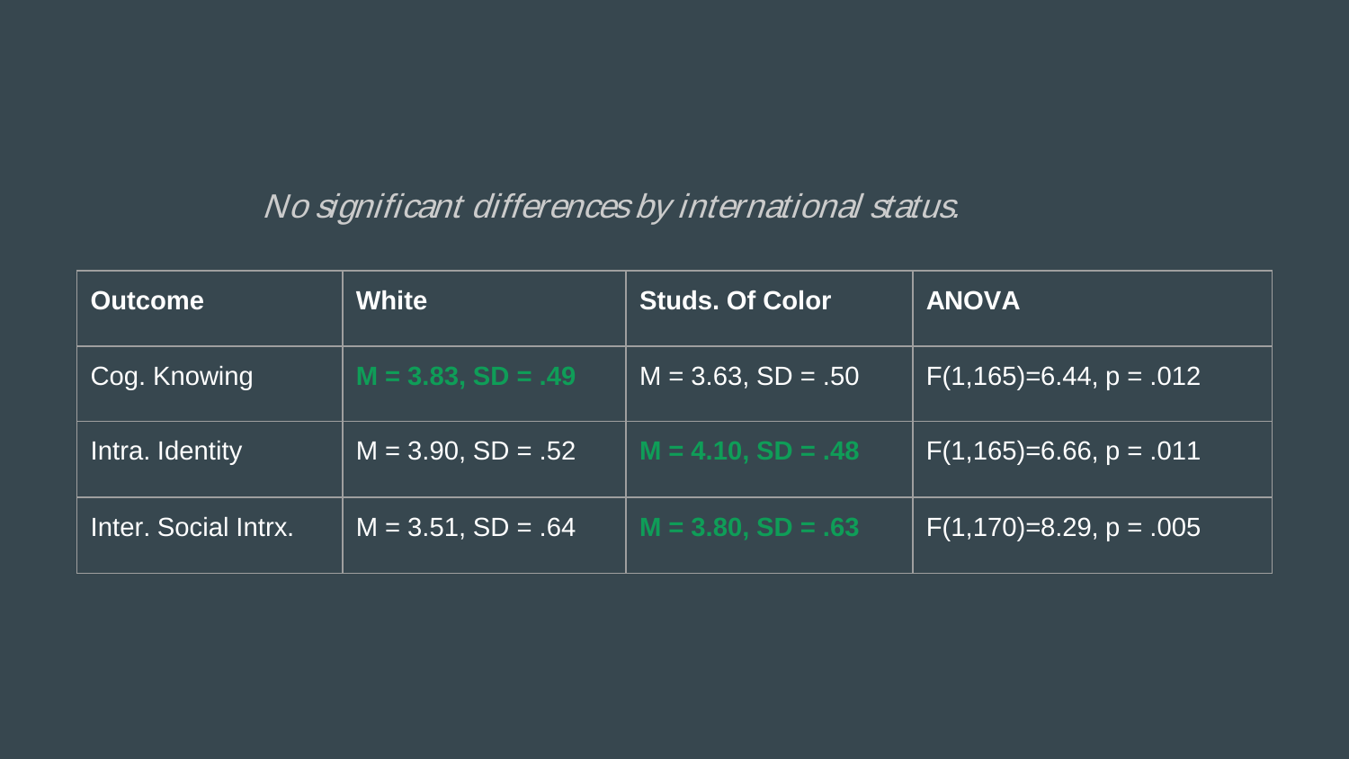*No significant differences by international status.*

| **Outcome** | **White** | **Studs. Of Color** | **ANOVA** |
| --- | --- | --- | --- |
| Cog. Knowing | **M = 3.83, SD = .49** | M = 3.63, SD = .50 | $F(1,165)=6.44$, $p = .012$ |
| Intra. Identity | M = 3.90, SD = .52 | **M = 4.10, SD = .48** | $F(1,165)=6.66$, $p = .011$ |
| Inter. Social Intrx. | M = 3.51, SD = .64 | **M = 3.80, SD = .63** | $F(1,170)=8.29$, $p = .005$ |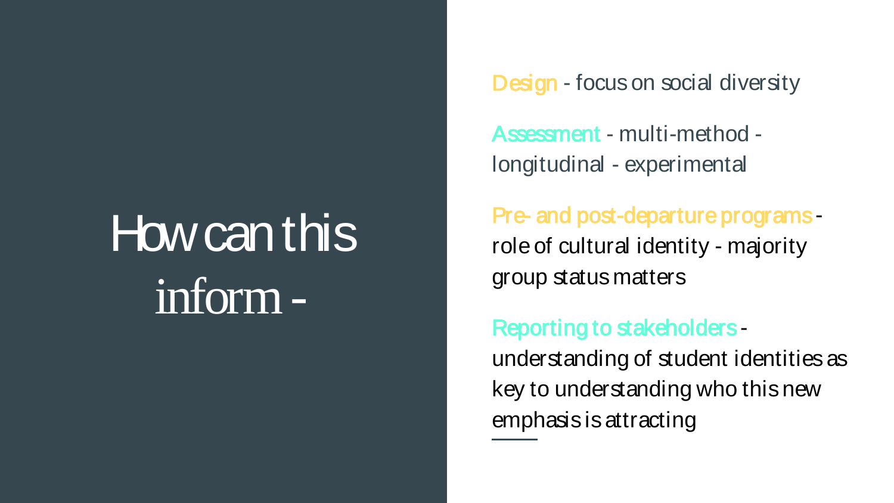# How can this inform -

**Design** - focus on social diversity

**Assessment** - multi-method - longitudinal - experimental

**Pre- and post-departure programs** - role of cultural identity - majority group status matters

**Reporting to stakeholders** - understanding of student identities as key to understanding who this new emphasis is attracting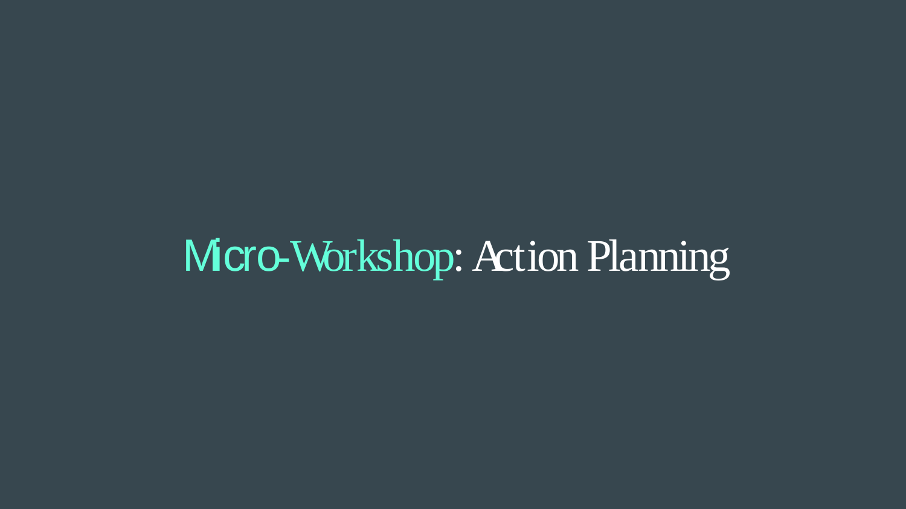# Micro-Workshop: Action Planning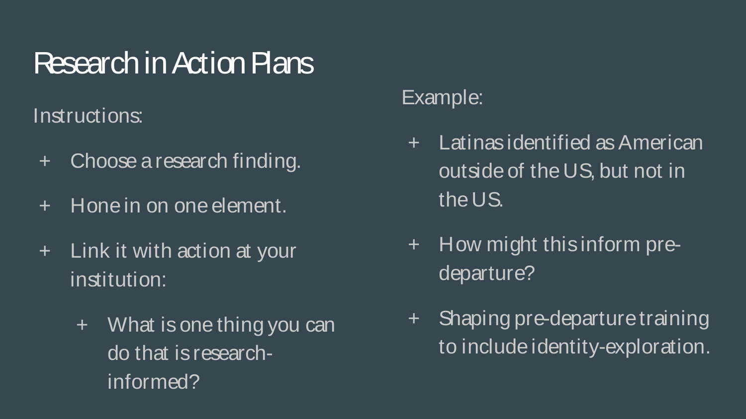# Research in Action Plans

Instructions:

- Choose a research finding.
- Hone in on one element.
- Link it with action at your institution:
  - What is one thing you can do that is research-informed?

Example:

- Latinas identified as American outside of the US, but not in the US.
- How might this inform pre-departure?
- Shaping pre-departure training to include identity-exploration.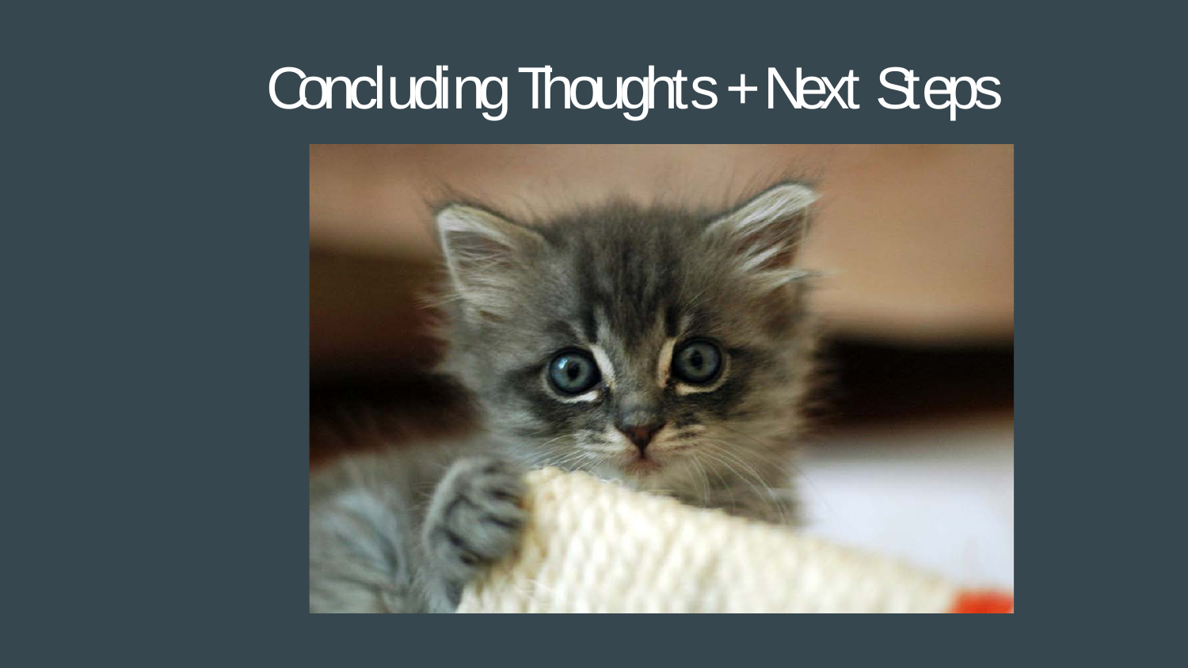# Concluding Thoughts + Next Steps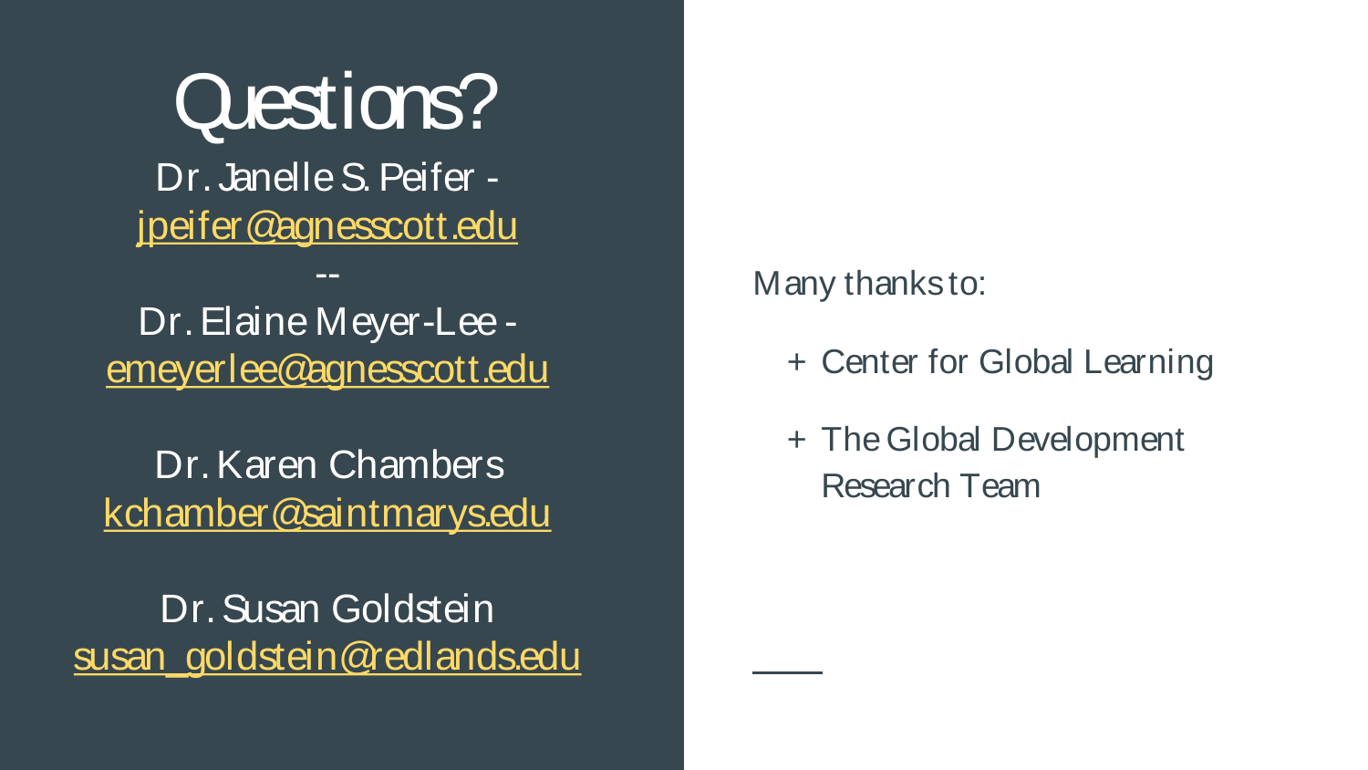# Questions?

Dr. Janelle S. Peifer - jpeifer@agnesscott.edu

--

Dr. Elaine Meyer-Lee - emeyerlee@agnesscott.edu

Dr. Karen Chambers kchamber@saintmarys.edu

Dr. Susan Goldstein susan_goldstein@redlands.edu

Many thanks to:

+ Center for Global Learning
+ The Global Development Research Team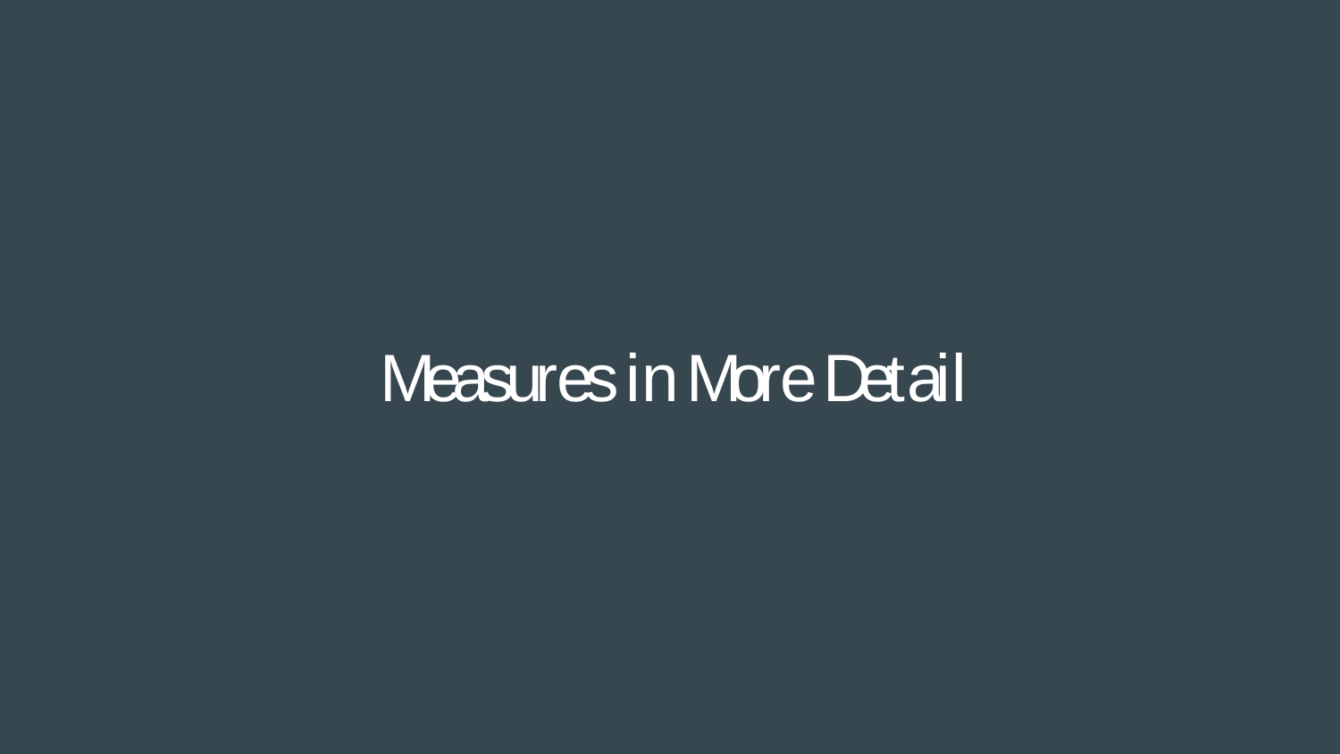# Measures in More Detail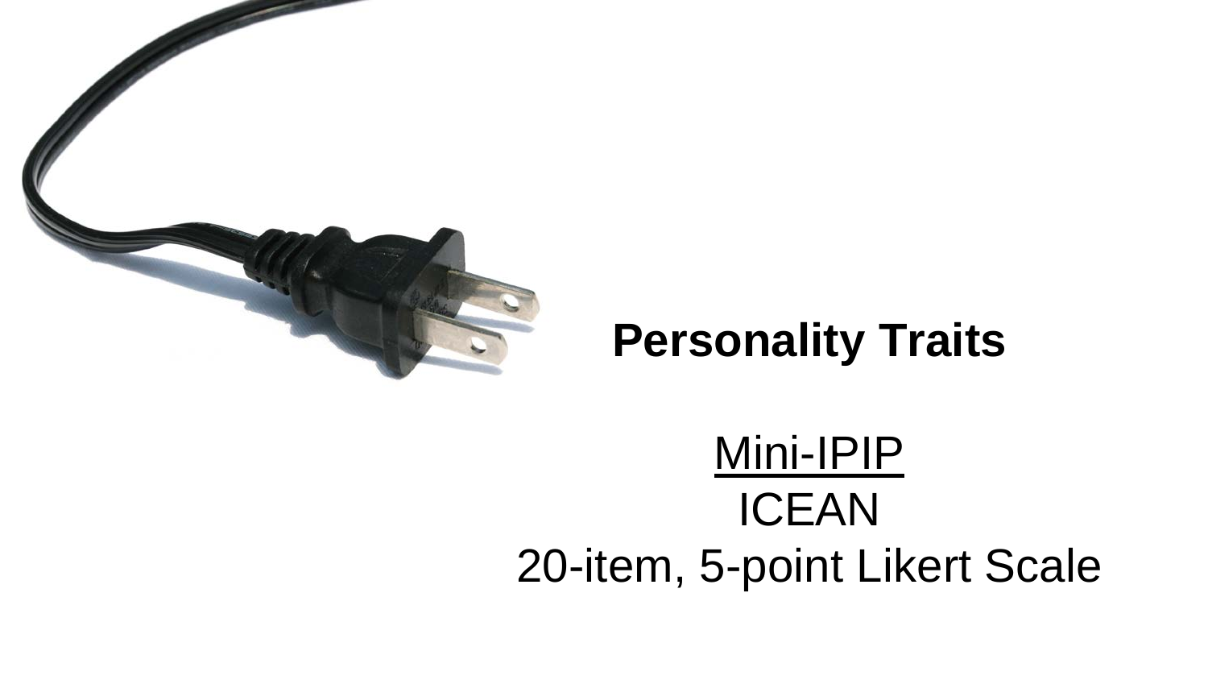## **Personality Traits**

Mini-IPIP

ICEAN

20-item, 5-point Likert Scale